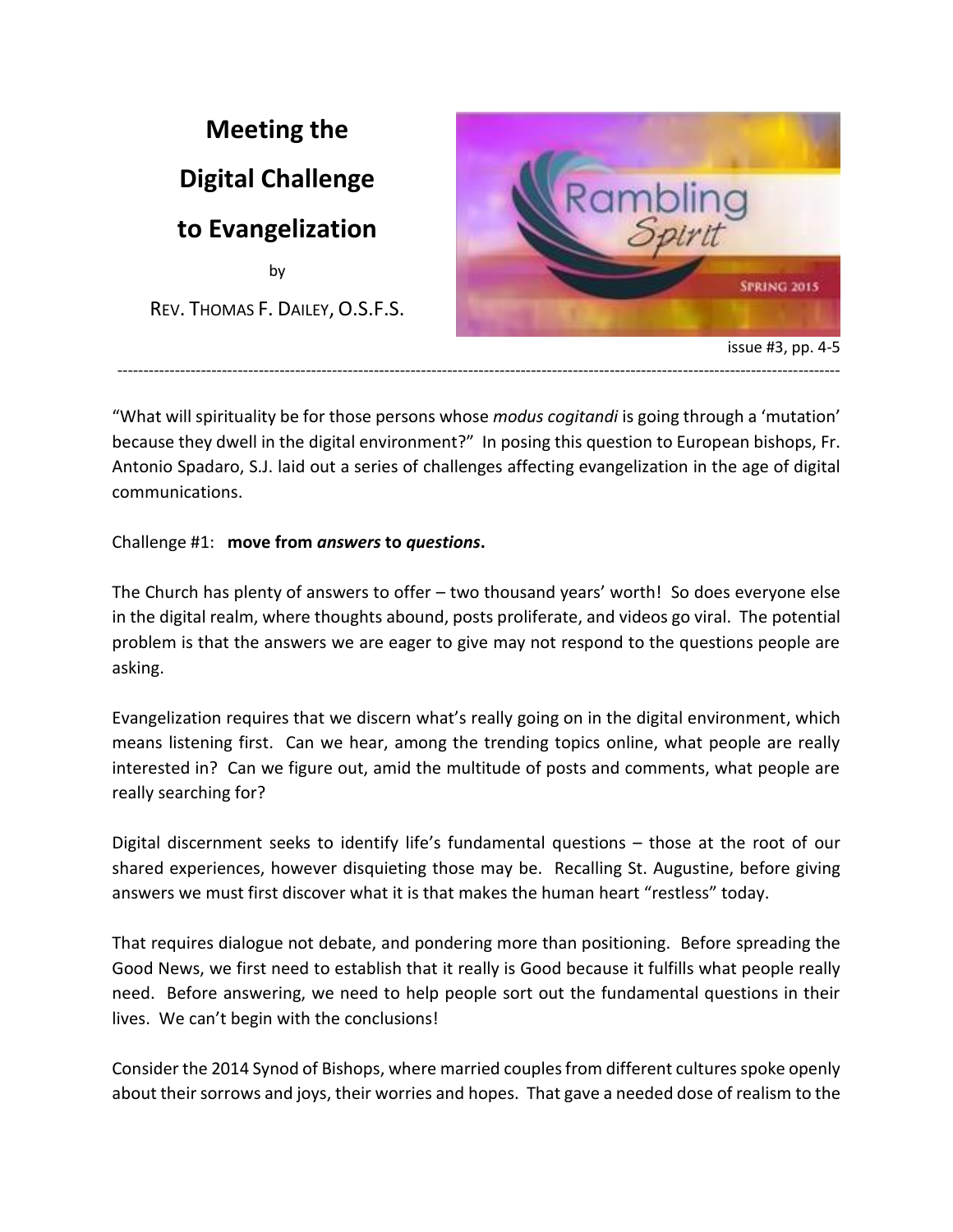# Meeting the Digital Challenge to Evangelization

by

REV. THOMAS F. DAILEY, O.S.F.S.

Rambling Spirit

SPRING 2015

issue #3, pp. 4-5

---

"What will spirituality be for those persons whose *modus cogitandi* is going through a 'mutation' because they dwell in the digital environment?" In posing this question to European bishops, Fr. Antonio Spadaro, S.J. laid out a series of challenges affecting evangelization in the age of digital communications.

Challenge #1: **move from *answers* to *questions*.**

The Church has plenty of answers to offer – two thousand years' worth! So does everyone else in the digital realm, where thoughts abound, posts proliferate, and videos go viral. The potential problem is that the answers we are eager to give may not respond to the questions people are asking.

Evangelization requires that we discern what's really going on in the digital environment, which means listening first. Can we hear, among the trending topics online, what people are really interested in? Can we figure out, amid the multitude of posts and comments, what people are really searching for?

Digital discernment seeks to identify life's fundamental questions – those at the root of our shared experiences, however disquieting those may be. Recalling St. Augustine, before giving answers we must first discover what it is that makes the human heart "restless" today.

That requires dialogue not debate, and pondering more than positioning. Before spreading the Good News, we first need to establish that it really is Good because it fulfills what people really need. Before answering, we need to help people sort out the fundamental questions in their lives. We can't begin with the conclusions!

Consider the 2014 Synod of Bishops, where married couples from different cultures spoke openly about their sorrows and joys, their worries and hopes. That gave a needed dose of realism to the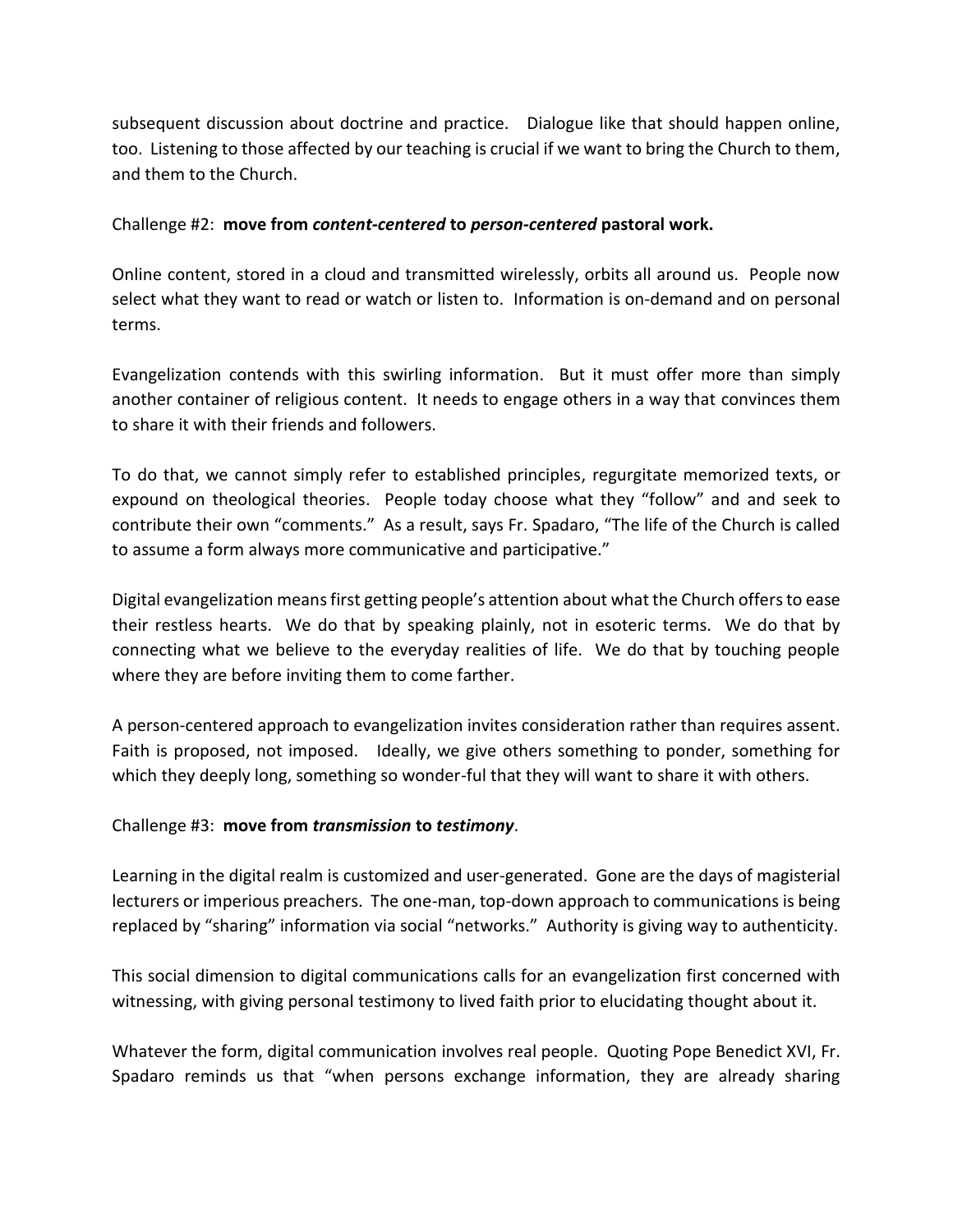subsequent discussion about doctrine and practice. Dialogue like that should happen online, too. Listening to those affected by our teaching is crucial if we want to bring the Church to them, and them to the Church.

Challenge #2: **move from *content-centered* to *person-centered* pastoral work.**

Online content, stored in a cloud and transmitted wirelessly, orbits all around us. People now select what they want to read or watch or listen to. Information is on-demand and on personal terms.

Evangelization contends with this swirling information. But it must offer more than simply another container of religious content. It needs to engage others in a way that convinces them to share it with their friends and followers.

To do that, we cannot simply refer to established principles, regurgitate memorized texts, or expound on theological theories. People today choose what they "follow" and and seek to contribute their own "comments." As a result, says Fr. Spadaro, "The life of the Church is called to assume a form always more communicative and participative."

Digital evangelization means first getting people's attention about what the Church offers to ease their restless hearts. We do that by speaking plainly, not in esoteric terms. We do that by connecting what we believe to the everyday realities of life. We do that by touching people where they are before inviting them to come farther.

A person-centered approach to evangelization invites consideration rather than requires assent. Faith is proposed, not imposed. Ideally, we give others something to ponder, something for which they deeply long, something so wonder-ful that they will want to share it with others.

Challenge #3: **move from *transmission* to *testimony***.

Learning in the digital realm is customized and user-generated. Gone are the days of magisterial lecturers or imperious preachers. The one-man, top-down approach to communications is being replaced by "sharing" information via social "networks." Authority is giving way to authenticity.

This social dimension to digital communications calls for an evangelization first concerned with witnessing, with giving personal testimony to lived faith prior to elucidating thought about it.

Whatever the form, digital communication involves real people. Quoting Pope Benedict XVI, Fr. Spadaro reminds us that "when persons exchange information, they are already sharing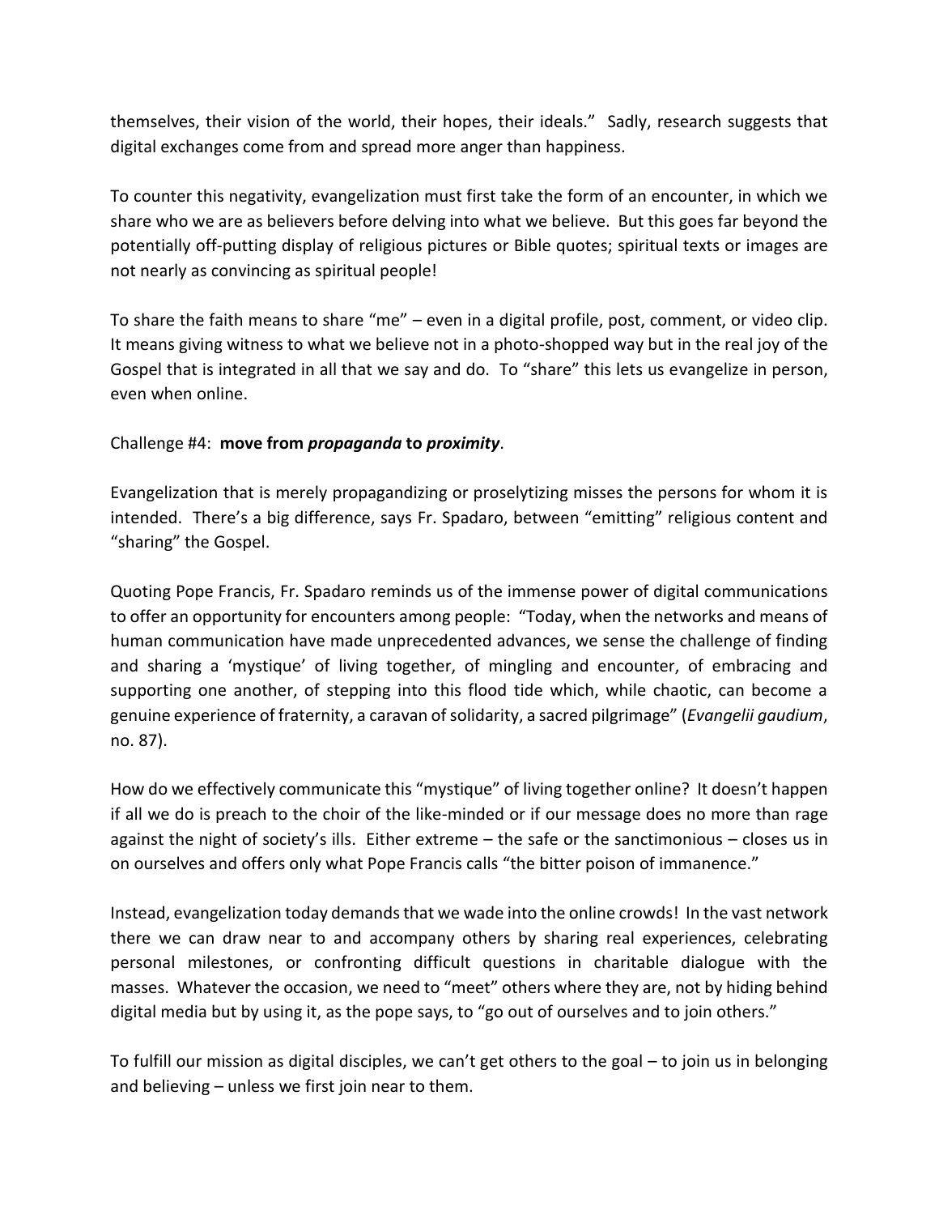themselves, their vision of the world, their hopes, their ideals." Sadly, research suggests that digital exchanges come from and spread more anger than happiness.

To counter this negativity, evangelization must first take the form of an encounter, in which we share who we are as believers before delving into what we believe. But this goes far beyond the potentially off-putting display of religious pictures or Bible quotes; spiritual texts or images are not nearly as convincing as spiritual people!

To share the faith means to share "me" – even in a digital profile, post, comment, or video clip. It means giving witness to what we believe not in a photo-shopped way but in the real joy of the Gospel that is integrated in all that we say and do. To "share" this lets us evangelize in person, even when online.

Challenge #4: **move from *propaganda* to *proximity***.

Evangelization that is merely propagandizing or proselytizing misses the persons for whom it is intended. There's a big difference, says Fr. Spadaro, between "emitting" religious content and "sharing" the Gospel.

Quoting Pope Francis, Fr. Spadaro reminds us of the immense power of digital communications to offer an opportunity for encounters among people: "Today, when the networks and means of human communication have made unprecedented advances, we sense the challenge of finding and sharing a 'mystique' of living together, of mingling and encounter, of embracing and supporting one another, of stepping into this flood tide which, while chaotic, can become a genuine experience of fraternity, a caravan of solidarity, a sacred pilgrimage" (*Evangelii gaudium*, no. 87).

How do we effectively communicate this "mystique" of living together online? It doesn't happen if all we do is preach to the choir of the like-minded or if our message does no more than rage against the night of society's ills. Either extreme – the safe or the sanctimonious – closes us in on ourselves and offers only what Pope Francis calls "the bitter poison of immanence."

Instead, evangelization today demands that we wade into the online crowds! In the vast network there we can draw near to and accompany others by sharing real experiences, celebrating personal milestones, or confronting difficult questions in charitable dialogue with the masses. Whatever the occasion, we need to "meet" others where they are, not by hiding behind digital media but by using it, as the pope says, to "go out of ourselves and to join others."

To fulfill our mission as digital disciples, we can't get others to the goal – to join us in belonging and believing – unless we first join near to them.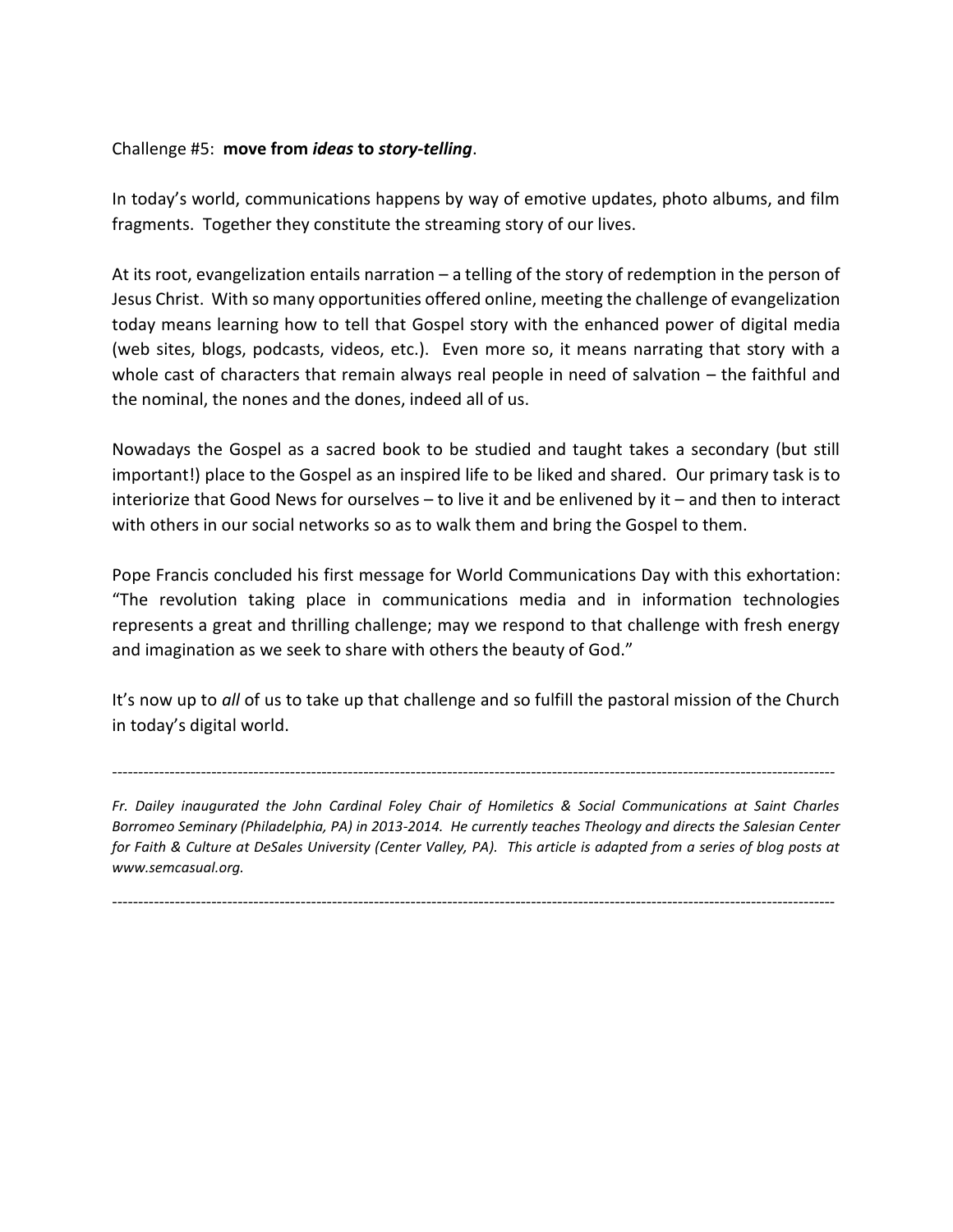Challenge #5: **move from *ideas* to *story-telling***.

In today's world, communications happens by way of emotive updates, photo albums, and film fragments. Together they constitute the streaming story of our lives.

At its root, evangelization entails narration – a telling of the story of redemption in the person of Jesus Christ. With so many opportunities offered online, meeting the challenge of evangelization today means learning how to tell that Gospel story with the enhanced power of digital media (web sites, blogs, podcasts, videos, etc.). Even more so, it means narrating that story with a whole cast of characters that remain always real people in need of salvation – the faithful and the nominal, the nones and the dones, indeed all of us.

Nowadays the Gospel as a sacred book to be studied and taught takes a secondary (but still important!) place to the Gospel as an inspired life to be liked and shared. Our primary task is to interiorize that Good News for ourselves – to live it and be enlivened by it – and then to interact with others in our social networks so as to walk them and bring the Gospel to them.

Pope Francis concluded his first message for World Communications Day with this exhortation: "The revolution taking place in communications media and in information technologies represents a great and thrilling challenge; may we respond to that challenge with fresh energy and imagination as we seek to share with others the beauty of God."

It's now up to *all* of us to take up that challenge and so fulfill the pastoral mission of the Church in today's digital world.

---

*Fr. Dailey inaugurated the John Cardinal Foley Chair of Homiletics & Social Communications at Saint Charles Borromeo Seminary (Philadelphia, PA) in 2013-2014. He currently teaches Theology and directs the Salesian Center for Faith & Culture at DeSales University (Center Valley, PA). This article is adapted from a series of blog posts at www.semcasual.org.*

---